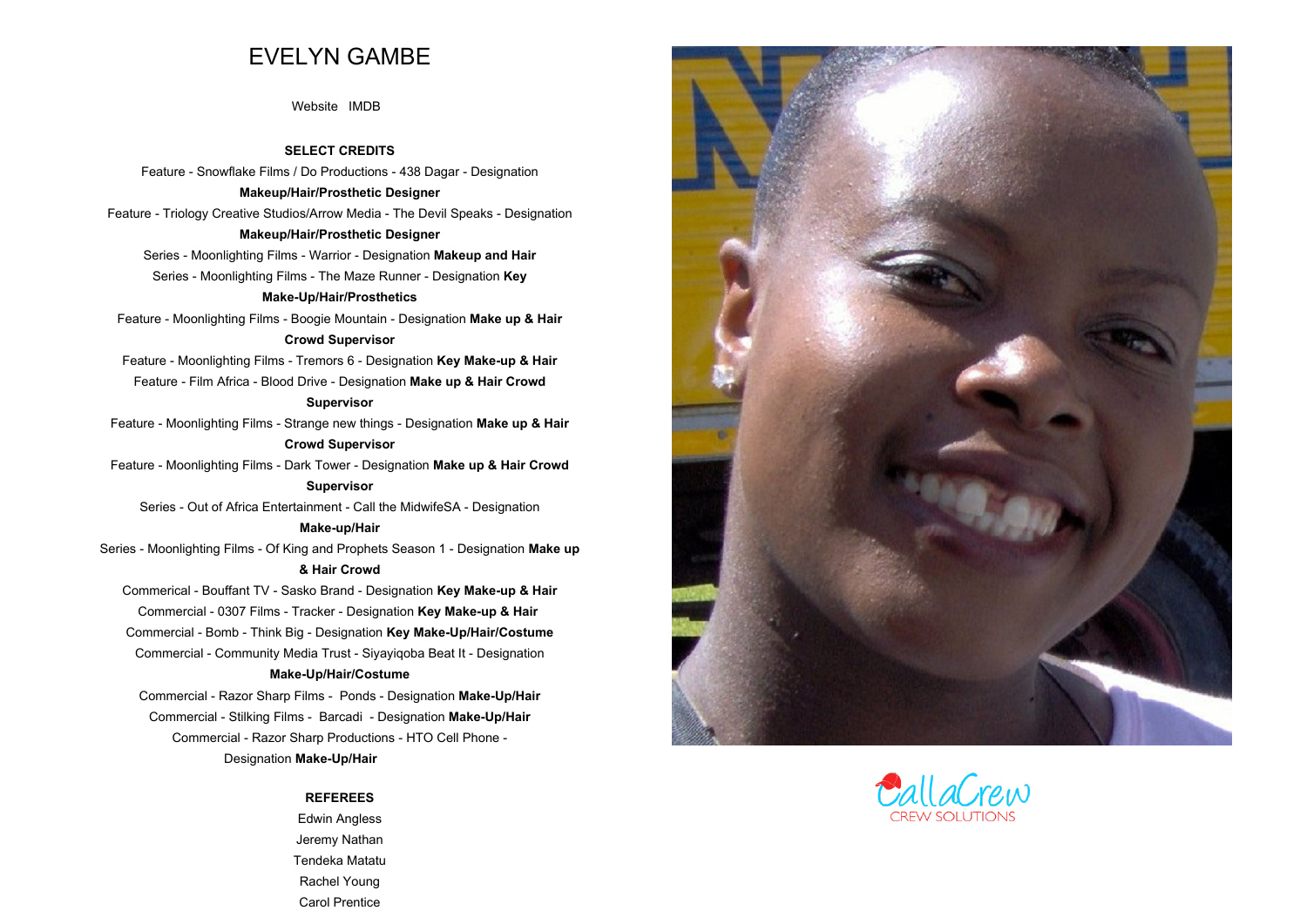# EVELYN GAMBE

Website IMDB

**SELECT CREDITS**

Feature - Snowflake Films / Do Productions - 438 Dagar - Designation **Makeup/Hair/Prosthetic Designer**

Feature - Triology Creative Studios/Arrow Media - The Devil Speaks - Designation **Makeup/Hair/Prosthetic Designer**

Series - Moonlighting Films - Warrior - Designation **Makeup and Hair**

Series - Moonlighting Films - The Maze Runner - Designation **Key Make-Up/Hair/Prosthetics**

Feature - Moonlighting Films - Boogie Mountain - Designation **Make up & Hair Crowd Supervisor**

Feature - Moonlighting Films - Tremors 6 - Designation **Key Make-up & Hair**

Feature - Film Africa - Blood Drive - Designation **Make up & Hair Crowd Supervisor**

Feature - Moonlighting Films - Strange new things - Designation **Make up & Hair Crowd Supervisor**

Feature - Moonlighting Films - Dark Tower - Designation **Make up & Hair Crowd Supervisor**

Series - Out of Africa Entertainment - Call the MidwifeSA - Designation **Make-up/Hair**

Series - Moonlighting Films - Of King and Prophets Season 1 - Designation **Make up & Hair Crowd**

Commerical - Bouffant TV - Sasko Brand - Designation **Key Make-up & Hair**

Commercial - 0307 Films - Tracker - Designation **Key Make-up & Hair**

Commercial - Bomb - Think Big - Designation **Key Make-Up/Hair/Costume**

Commercial - Community Media Trust - Siyayiqoba Beat It - Designation **Make-Up/Hair/Costume**

Commercial - Razor Sharp Films - Ponds - Designation **Make-Up/Hair**

Commercial - Stilking Films - Barcadi - Designation **Make-Up/Hair**

Commercial - Razor Sharp Productions - HTO Cell Phone - Designation **Make-Up/Hair**

**REFEREES**

Edwin Angless

Jeremy Nathan

Tendeka Matatu

Rachel Young

Carol Prentice

CallaCrew
CREW SOLUTIONS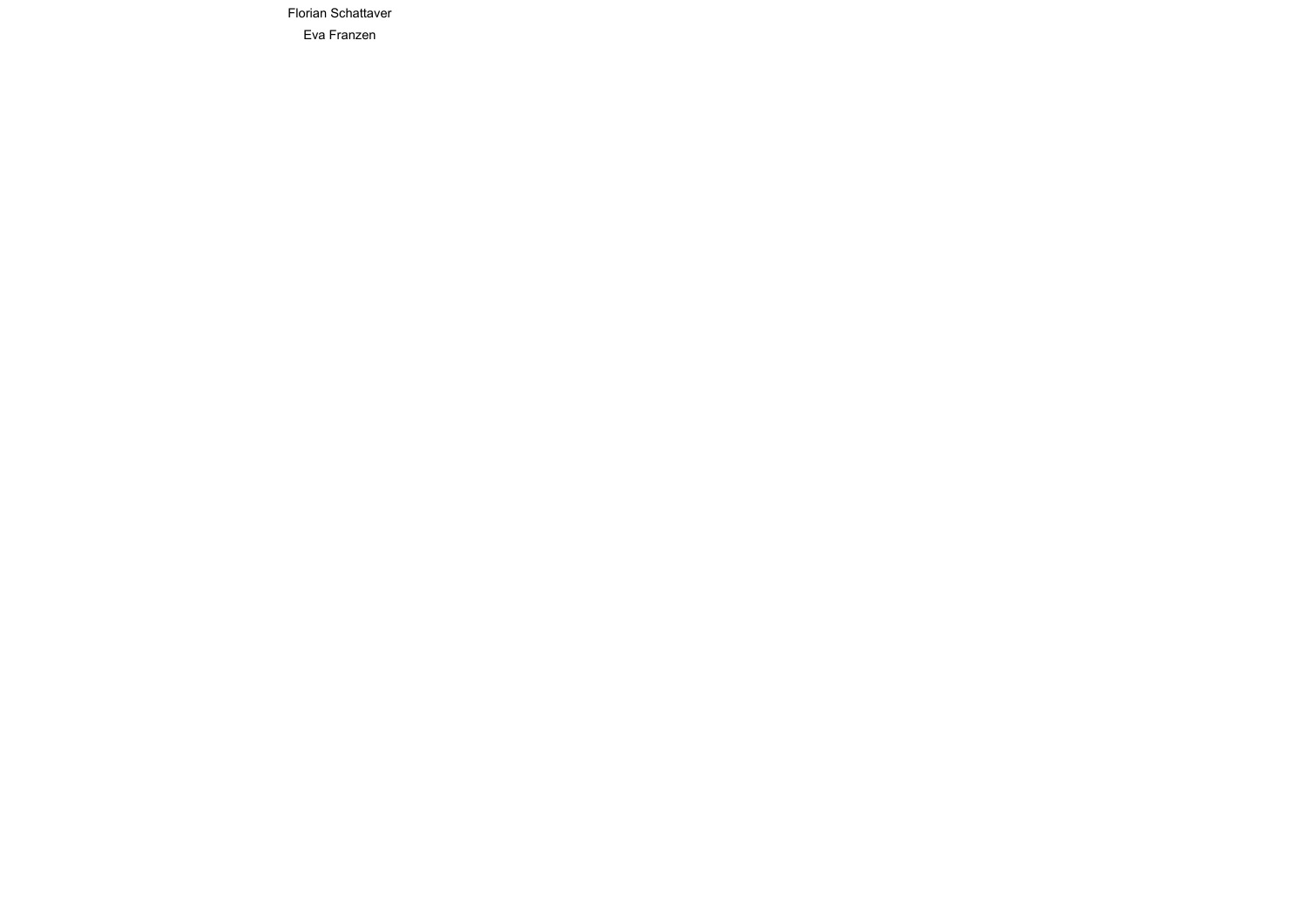Florian Schattaver

Eva Franzen